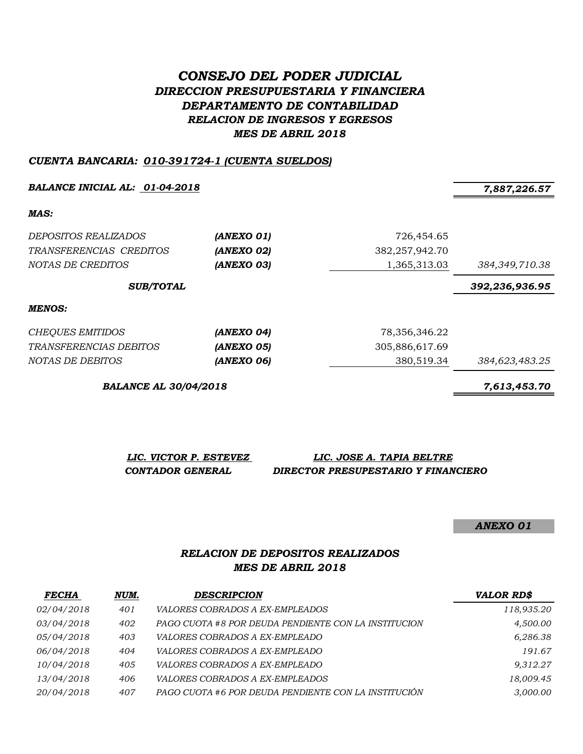# *CONSEJO DEL PODER JUDICIAL*
## *DIRECCION PRESUPUESTARIA Y FINANCIERA*
## *DEPARTAMENTO DE CONTABILIDAD*
## *RELACION DE INGRESOS Y EGRESOS*
## *MES DE ABRIL 2018*

***CUENTA BANCARIA: 010-391724-1 (CUENTA SUELDOS)***

| | | | |
|---|---|---|---|
| ***BALANCE INICIAL AL: 01-04-2018*** | | | ***7,887,226.57*** |
| ***MAS:*** | | | |
| *DEPOSITOS REALIZADOS* | ***(ANEXO 01)*** | 726,454.65 | |
| *TRANSFERENCIAS CREDITOS* | ***(ANEXO 02)*** | 382,257,942.70 | |
| *NOTAS DE CREDITOS* | ***(ANEXO 03)*** | 1,365,313.03 | *384,349,710.38* |
| ***SUB/TOTAL*** | | | ***392,236,936.95*** |
| ***MENOS:*** | | | |
| *CHEQUES EMITIDOS* | ***(ANEXO 04)*** | 78,356,346.22 | |
| *TRANSFERENCIAS DEBITOS* | ***(ANEXO 05)*** | 305,886,617.69 | |
| *NOTAS DE DEBITOS* | ***(ANEXO 06)*** | 380,519.34 | *384,623,483.25* |
| ***BALANCE AL 30/04/2018*** | | | ***7,613,453.70*** |

***LIC. VICTOR P. ESTEVEZ*** — ***CONTADOR GENERAL***

***LIC. JOSE A. TAPIA BELTRE*** — ***DIRECTOR PRESUPESTARIO Y FINANCIERO***

***ANEXO 01***

### *RELACION DE DEPOSITOS REALIZADOS*
### *MES DE ABRIL 2018*

| ***FECHA*** | ***NUM.*** | ***DESCRIPCION*** | ***VALOR RD$*** |
|---|---|---|---|
| *02/04/2018* | *401* | *VALORES COBRADOS A EX-EMPLEADOS* | *118,935.20* |
| *03/04/2018* | *402* | *PAGO CUOTA #8 POR DEUDA PENDIENTE CON LA INSTITUCION* | *4,500.00* |
| *05/04/2018* | *403* | *VALORES COBRADOS A EX-EMPLEADO* | *6,286.38* |
| *06/04/2018* | *404* | *VALORES COBRADOS A EX-EMPLEADO* | *191.67* |
| *10/04/2018* | *405* | *VALORES COBRADOS A EX-EMPLEADO* | *9,312.27* |
| *13/04/2018* | *406* | *VALORES COBRADOS A EX-EMPLEADOS* | *18,009.45* |
| *20/04/2018* | *407* | *PAGO CUOTA #6 POR DEUDA PENDIENTE CON LA INSTITUCIÓN* | *3,000.00* |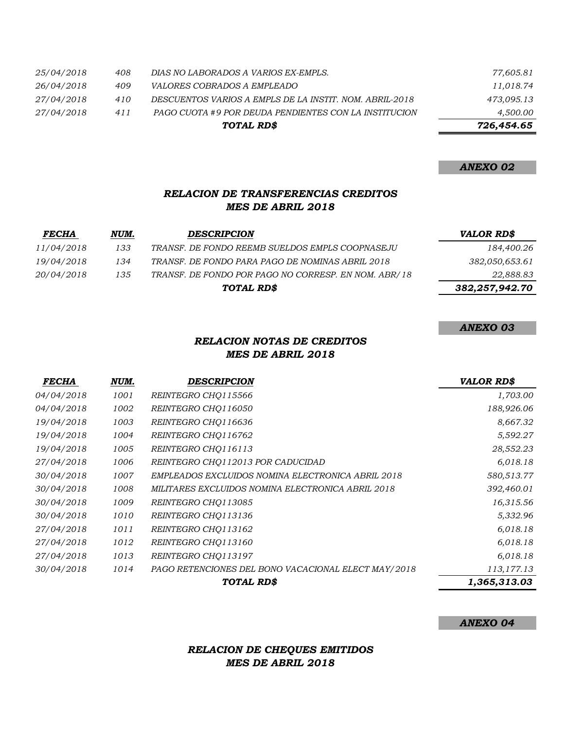| | | | |
|---|---|---|---|
| 25/04/2018 | 408 | DIAS NO LABORADOS A VARIOS EX-EMPLS. | 77,605.81 |
| 26/04/2018 | 409 | VALORES COBRADOS A EMPLEADO | 11,018.74 |
| 27/04/2018 | 410 | DESCUENTOS VARIOS A EMPLS DE LA INSTIT. NOM. ABRIL-2018 | 473,095.13 |
| 27/04/2018 | 411 | PAGO CUOTA #9 POR DEUDA PENDIENTES CON LA INSTITUCION | 4,500.00 |
| | | **TOTAL RD$** | **726,454.65** |

***ANEXO 02***

## *RELACION DE TRANSFERENCIAS CREDITOS*
## *MES DE ABRIL 2018*

| FECHA | NUM. | DESCRIPCION | VALOR RD$ |
|---|---|---|---|
| 11/04/2018 | 133 | TRANSF. DE FONDO REEMB SUELDOS EMPLS COOPNASEJU | 184,400.26 |
| 19/04/2018 | 134 | TRANSF. DE FONDO PARA PAGO DE NOMINAS ABRIL 2018 | 382,050,653.61 |
| 20/04/2018 | 135 | TRANSF. DE FONDO POR PAGO NO CORRESP. EN NOM. ABR/18 | 22,888.83 |
| | | **TOTAL RD$** | **382,257,942.70** |

***ANEXO 03***

## *RELACION NOTAS DE CREDITOS*
## *MES DE ABRIL 2018*

| FECHA | NUM. | DESCRIPCION | VALOR RD$ |
|---|---|---|---|
| 04/04/2018 | 1001 | REINTEGRO CHQ115566 | 1,703.00 |
| 04/04/2018 | 1002 | REINTEGRO CHQ116050 | 188,926.06 |
| 19/04/2018 | 1003 | REINTEGRO CHQ116636 | 8,667.32 |
| 19/04/2018 | 1004 | REINTEGRO CHQ116762 | 5,592.27 |
| 19/04/2018 | 1005 | REINTEGRO CHQ116113 | 28,552.23 |
| 27/04/2018 | 1006 | REINTEGRO CHQ112013 POR CADUCIDAD | 6,018.18 |
| 30/04/2018 | 1007 | EMPLEADOS EXCLUIDOS NOMINA ELECTRONICA ABRIL 2018 | 580,513.77 |
| 30/04/2018 | 1008 | MILITARES EXCLUIDOS NOMINA ELECTRONICA ABRIL 2018 | 392,460.01 |
| 30/04/2018 | 1009 | REINTEGRO CHQ113085 | 16,315.56 |
| 30/04/2018 | 1010 | REINTEGRO CHQ113136 | 5,332.96 |
| 27/04/2018 | 1011 | REINTEGRO CHQ113162 | 6,018.18 |
| 27/04/2018 | 1012 | REINTEGRO CHQ113160 | 6,018.18 |
| 27/04/2018 | 1013 | REINTEGRO CHQ113197 | 6,018.18 |
| 30/04/2018 | 1014 | PAGO RETENCIONES DEL BONO VACACIONAL ELECT MAY/2018 | 113,177.13 |
| | | **TOTAL RD$** | **1,365,313.03** |

***ANEXO 04***

## *RELACION DE CHEQUES EMITIDOS*
## *MES DE ABRIL 2018*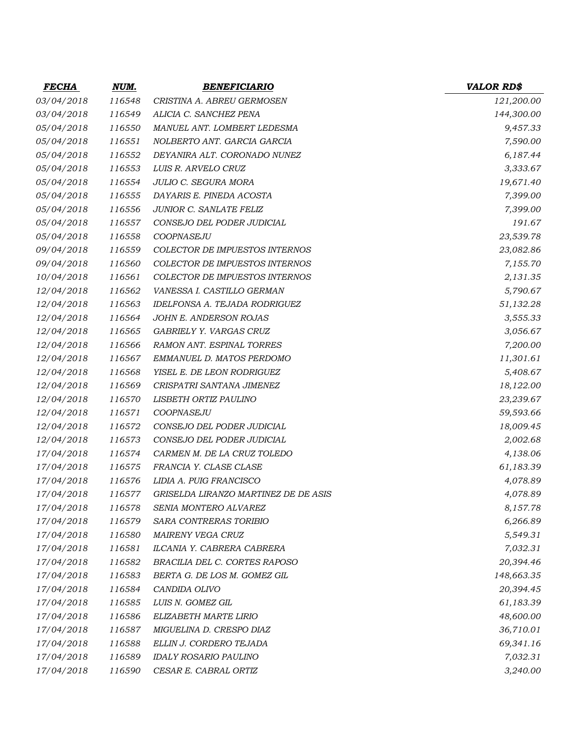| FECHA | NUM. | BENEFICIARIO | VALOR RD$ |
|---|---|---|---|
| 03/04/2018 | 116548 | CRISTINA A. ABREU GERMOSEN | 121,200.00 |
| 03/04/2018 | 116549 | ALICIA C. SANCHEZ PENA | 144,300.00 |
| 05/04/2018 | 116550 | MANUEL ANT. LOMBERT LEDESMA | 9,457.33 |
| 05/04/2018 | 116551 | NOLBERTO ANT. GARCIA GARCIA | 7,590.00 |
| 05/04/2018 | 116552 | DEYANIRA ALT. CORONADO NUNEZ | 6,187.44 |
| 05/04/2018 | 116553 | LUIS R. ARVELO CRUZ | 3,333.67 |
| 05/04/2018 | 116554 | JULIO C. SEGURA MORA | 19,671.40 |
| 05/04/2018 | 116555 | DAYARIS E. PINEDA ACOSTA | 7,399.00 |
| 05/04/2018 | 116556 | JUNIOR C. SANLATE FELIZ | 7,399.00 |
| 05/04/2018 | 116557 | CONSEJO DEL PODER JUDICIAL | 191.67 |
| 05/04/2018 | 116558 | COOPNASEJU | 23,539.78 |
| 09/04/2018 | 116559 | COLECTOR DE IMPUESTOS INTERNOS | 23,082.86 |
| 09/04/2018 | 116560 | COLECTOR DE IMPUESTOS INTERNOS | 7,155.70 |
| 10/04/2018 | 116561 | COLECTOR DE IMPUESTOS INTERNOS | 2,131.35 |
| 12/04/2018 | 116562 | VANESSA I. CASTILLO GERMAN | 5,790.67 |
| 12/04/2018 | 116563 | IDELFONSA A. TEJADA RODRIGUEZ | 51,132.28 |
| 12/04/2018 | 116564 | JOHN E. ANDERSON ROJAS | 3,555.33 |
| 12/04/2018 | 116565 | GABRIELY Y. VARGAS CRUZ | 3,056.67 |
| 12/04/2018 | 116566 | RAMON ANT. ESPINAL TORRES | 7,200.00 |
| 12/04/2018 | 116567 | EMMANUEL D. MATOS PERDOMO | 11,301.61 |
| 12/04/2018 | 116568 | YISEL E. DE LEON RODRIGUEZ | 5,408.67 |
| 12/04/2018 | 116569 | CRISPATRI SANTANA JIMENEZ | 18,122.00 |
| 12/04/2018 | 116570 | LISBETH ORTIZ PAULINO | 23,239.67 |
| 12/04/2018 | 116571 | COOPNASEJU | 59,593.66 |
| 12/04/2018 | 116572 | CONSEJO DEL PODER JUDICIAL | 18,009.45 |
| 12/04/2018 | 116573 | CONSEJO DEL PODER JUDICIAL | 2,002.68 |
| 17/04/2018 | 116574 | CARMEN M. DE LA CRUZ TOLEDO | 4,138.06 |
| 17/04/2018 | 116575 | FRANCIA Y. CLASE CLASE | 61,183.39 |
| 17/04/2018 | 116576 | LIDIA A. PUIG FRANCISCO | 4,078.89 |
| 17/04/2018 | 116577 | GRISELDA LIRANZO MARTINEZ DE DE ASIS | 4,078.89 |
| 17/04/2018 | 116578 | SENIA MONTERO ALVAREZ | 8,157.78 |
| 17/04/2018 | 116579 | SARA CONTRERAS TORIBIO | 6,266.89 |
| 17/04/2018 | 116580 | MAIRENY VEGA CRUZ | 5,549.31 |
| 17/04/2018 | 116581 | ILCANIA Y. CABRERA CABRERA | 7,032.31 |
| 17/04/2018 | 116582 | BRACILIA DEL C. CORTES RAPOSO | 20,394.46 |
| 17/04/2018 | 116583 | BERTA G. DE LOS M. GOMEZ GIL | 148,663.35 |
| 17/04/2018 | 116584 | CANDIDA OLIVO | 20,394.45 |
| 17/04/2018 | 116585 | LUIS N. GOMEZ GIL | 61,183.39 |
| 17/04/2018 | 116586 | ELIZABETH MARTE LIRIO | 48,600.00 |
| 17/04/2018 | 116587 | MIGUELINA D. CRESPO DIAZ | 36,710.01 |
| 17/04/2018 | 116588 | ELLIN J. CORDERO TEJADA | 69,341.16 |
| 17/04/2018 | 116589 | IDALY ROSARIO PAULINO | 7,032.31 |
| 17/04/2018 | 116590 | CESAR E. CABRAL ORTIZ | 3,240.00 |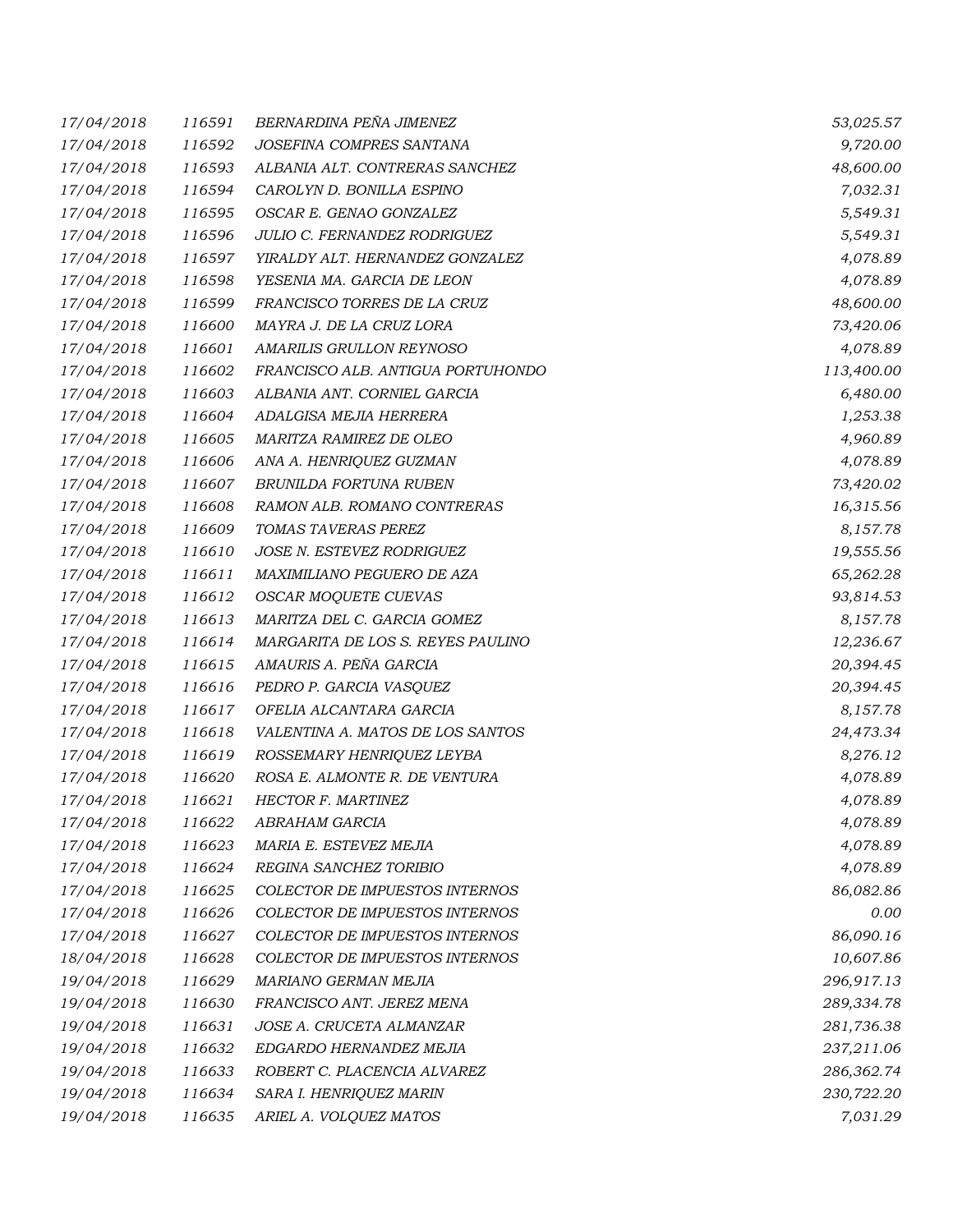| | | | |
|---|---|---|---|
| 17/04/2018 | 116591 | BERNARDINA PEÑA JIMENEZ | 53,025.57 |
| 17/04/2018 | 116592 | JOSEFINA COMPRES SANTANA | 9,720.00 |
| 17/04/2018 | 116593 | ALBANIA ALT. CONTRERAS SANCHEZ | 48,600.00 |
| 17/04/2018 | 116594 | CAROLYN D. BONILLA ESPINO | 7,032.31 |
| 17/04/2018 | 116595 | OSCAR E. GENAO GONZALEZ | 5,549.31 |
| 17/04/2018 | 116596 | JULIO C. FERNANDEZ RODRIGUEZ | 5,549.31 |
| 17/04/2018 | 116597 | YIRALDY ALT. HERNANDEZ GONZALEZ | 4,078.89 |
| 17/04/2018 | 116598 | YESENIA MA. GARCIA DE LEON | 4,078.89 |
| 17/04/2018 | 116599 | FRANCISCO TORRES DE LA CRUZ | 48,600.00 |
| 17/04/2018 | 116600 | MAYRA J. DE LA CRUZ LORA | 73,420.06 |
| 17/04/2018 | 116601 | AMARILIS GRULLON REYNOSO | 4,078.89 |
| 17/04/2018 | 116602 | FRANCISCO ALB. ANTIGUA PORTUHONDO | 113,400.00 |
| 17/04/2018 | 116603 | ALBANIA ANT. CORNIEL GARCIA | 6,480.00 |
| 17/04/2018 | 116604 | ADALGISA MEJIA HERRERA | 1,253.38 |
| 17/04/2018 | 116605 | MARITZA RAMIREZ DE OLEO | 4,960.89 |
| 17/04/2018 | 116606 | ANA A. HENRIQUEZ GUZMAN | 4,078.89 |
| 17/04/2018 | 116607 | BRUNILDA FORTUNA RUBEN | 73,420.02 |
| 17/04/2018 | 116608 | RAMON ALB. ROMANO CONTRERAS | 16,315.56 |
| 17/04/2018 | 116609 | TOMAS TAVERAS PEREZ | 8,157.78 |
| 17/04/2018 | 116610 | JOSE N. ESTEVEZ RODRIGUEZ | 19,555.56 |
| 17/04/2018 | 116611 | MAXIMILIANO PEGUERO DE AZA | 65,262.28 |
| 17/04/2018 | 116612 | OSCAR MOQUETE CUEVAS | 93,814.53 |
| 17/04/2018 | 116613 | MARITZA DEL C. GARCIA GOMEZ | 8,157.78 |
| 17/04/2018 | 116614 | MARGARITA DE LOS S. REYES PAULINO | 12,236.67 |
| 17/04/2018 | 116615 | AMAURIS A. PEÑA GARCIA | 20,394.45 |
| 17/04/2018 | 116616 | PEDRO P. GARCIA VASQUEZ | 20,394.45 |
| 17/04/2018 | 116617 | OFELIA ALCANTARA GARCIA | 8,157.78 |
| 17/04/2018 | 116618 | VALENTINA A. MATOS DE LOS SANTOS | 24,473.34 |
| 17/04/2018 | 116619 | ROSSEMARY HENRIQUEZ LEYBA | 8,276.12 |
| 17/04/2018 | 116620 | ROSA E. ALMONTE R. DE VENTURA | 4,078.89 |
| 17/04/2018 | 116621 | HECTOR F. MARTINEZ | 4,078.89 |
| 17/04/2018 | 116622 | ABRAHAM GARCIA | 4,078.89 |
| 17/04/2018 | 116623 | MARIA E. ESTEVEZ MEJIA | 4,078.89 |
| 17/04/2018 | 116624 | REGINA SANCHEZ TORIBIO | 4,078.89 |
| 17/04/2018 | 116625 | COLECTOR DE IMPUESTOS INTERNOS | 86,082.86 |
| 17/04/2018 | 116626 | COLECTOR DE IMPUESTOS INTERNOS | 0.00 |
| 17/04/2018 | 116627 | COLECTOR DE IMPUESTOS INTERNOS | 86,090.16 |
| 18/04/2018 | 116628 | COLECTOR DE IMPUESTOS INTERNOS | 10,607.86 |
| 19/04/2018 | 116629 | MARIANO GERMAN MEJIA | 296,917.13 |
| 19/04/2018 | 116630 | FRANCISCO ANT. JEREZ MENA | 289,334.78 |
| 19/04/2018 | 116631 | JOSE A. CRUCETA ALMANZAR | 281,736.38 |
| 19/04/2018 | 116632 | EDGARDO HERNANDEZ MEJIA | 237,211.06 |
| 19/04/2018 | 116633 | ROBERT C. PLACENCIA ALVAREZ | 286,362.74 |
| 19/04/2018 | 116634 | SARA I. HENRIQUEZ MARIN | 230,722.20 |
| 19/04/2018 | 116635 | ARIEL A. VOLQUEZ MATOS | 7,031.29 |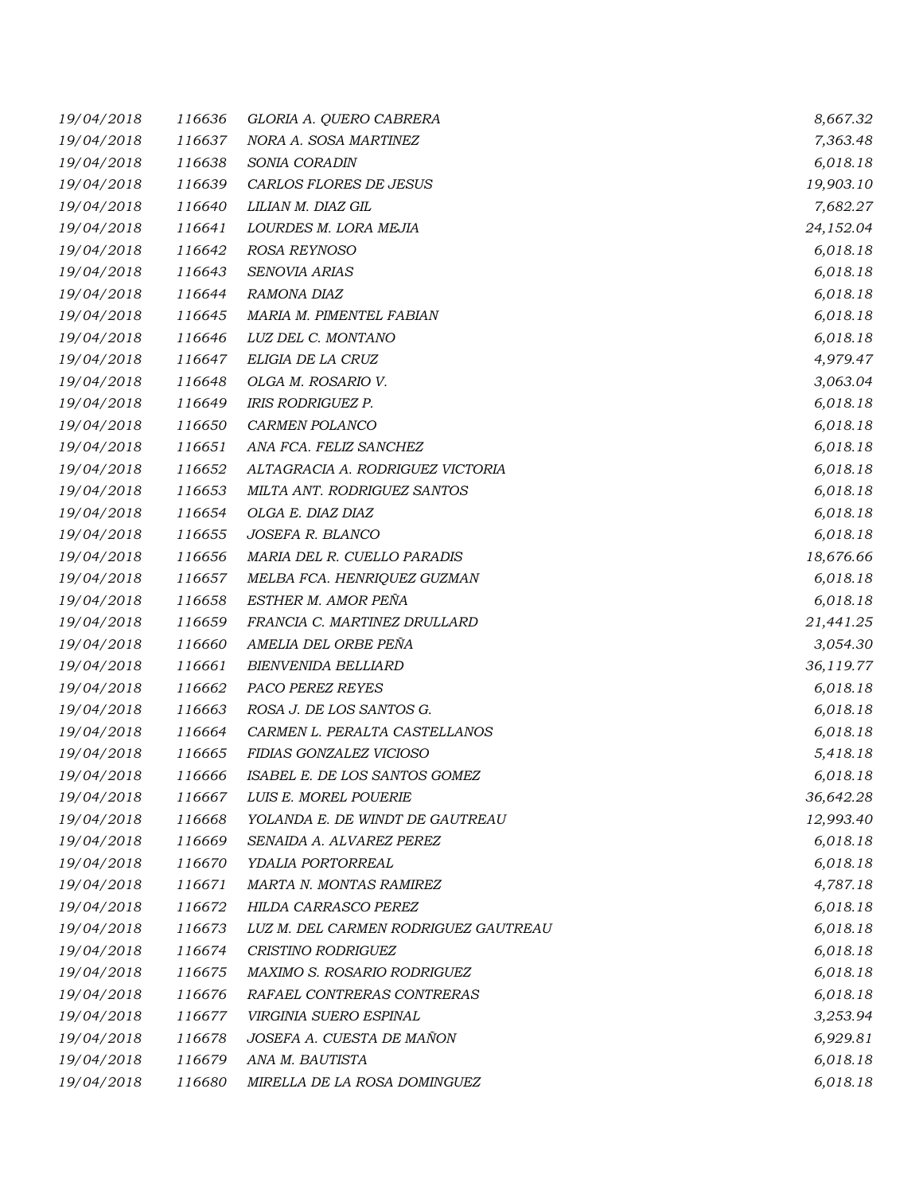| | | | |
|---|---|---|---|
| 19/04/2018 | 116636 | GLORIA A. QUERO CABRERA | 8,667.32 |
| 19/04/2018 | 116637 | NORA A. SOSA MARTINEZ | 7,363.48 |
| 19/04/2018 | 116638 | SONIA CORADIN | 6,018.18 |
| 19/04/2018 | 116639 | CARLOS FLORES DE JESUS | 19,903.10 |
| 19/04/2018 | 116640 | LILIAN M. DIAZ GIL | 7,682.27 |
| 19/04/2018 | 116641 | LOURDES M. LORA MEJIA | 24,152.04 |
| 19/04/2018 | 116642 | ROSA REYNOSO | 6,018.18 |
| 19/04/2018 | 116643 | SENOVIA ARIAS | 6,018.18 |
| 19/04/2018 | 116644 | RAMONA DIAZ | 6,018.18 |
| 19/04/2018 | 116645 | MARIA M. PIMENTEL FABIAN | 6,018.18 |
| 19/04/2018 | 116646 | LUZ DEL C. MONTANO | 6,018.18 |
| 19/04/2018 | 116647 | ELIGIA DE LA CRUZ | 4,979.47 |
| 19/04/2018 | 116648 | OLGA M. ROSARIO V. | 3,063.04 |
| 19/04/2018 | 116649 | IRIS RODRIGUEZ P. | 6,018.18 |
| 19/04/2018 | 116650 | CARMEN POLANCO | 6,018.18 |
| 19/04/2018 | 116651 | ANA FCA. FELIZ SANCHEZ | 6,018.18 |
| 19/04/2018 | 116652 | ALTAGRACIA A. RODRIGUEZ VICTORIA | 6,018.18 |
| 19/04/2018 | 116653 | MILTA ANT. RODRIGUEZ SANTOS | 6,018.18 |
| 19/04/2018 | 116654 | OLGA E. DIAZ DIAZ | 6,018.18 |
| 19/04/2018 | 116655 | JOSEFA R. BLANCO | 6,018.18 |
| 19/04/2018 | 116656 | MARIA DEL R. CUELLO PARADIS | 18,676.66 |
| 19/04/2018 | 116657 | MELBA FCA. HENRIQUEZ GUZMAN | 6,018.18 |
| 19/04/2018 | 116658 | ESTHER M. AMOR PEÑA | 6,018.18 |
| 19/04/2018 | 116659 | FRANCIA C. MARTINEZ DRULLARD | 21,441.25 |
| 19/04/2018 | 116660 | AMELIA DEL ORBE PEÑA | 3,054.30 |
| 19/04/2018 | 116661 | BIENVENIDA BELLIARD | 36,119.77 |
| 19/04/2018 | 116662 | PACO PEREZ REYES | 6,018.18 |
| 19/04/2018 | 116663 | ROSA J. DE LOS SANTOS G. | 6,018.18 |
| 19/04/2018 | 116664 | CARMEN L. PERALTA CASTELLANOS | 6,018.18 |
| 19/04/2018 | 116665 | FIDIAS GONZALEZ VICIOSO | 5,418.18 |
| 19/04/2018 | 116666 | ISABEL E. DE LOS SANTOS GOMEZ | 6,018.18 |
| 19/04/2018 | 116667 | LUIS E. MOREL POUERIE | 36,642.28 |
| 19/04/2018 | 116668 | YOLANDA E. DE WINDT DE GAUTREAU | 12,993.40 |
| 19/04/2018 | 116669 | SENAIDA A. ALVAREZ PEREZ | 6,018.18 |
| 19/04/2018 | 116670 | YDALIA PORTORREAL | 6,018.18 |
| 19/04/2018 | 116671 | MARTA N. MONTAS RAMIREZ | 4,787.18 |
| 19/04/2018 | 116672 | HILDA CARRASCO PEREZ | 6,018.18 |
| 19/04/2018 | 116673 | LUZ M. DEL CARMEN RODRIGUEZ GAUTREAU | 6,018.18 |
| 19/04/2018 | 116674 | CRISTINO RODRIGUEZ | 6,018.18 |
| 19/04/2018 | 116675 | MAXIMO S. ROSARIO RODRIGUEZ | 6,018.18 |
| 19/04/2018 | 116676 | RAFAEL CONTRERAS CONTRERAS | 6,018.18 |
| 19/04/2018 | 116677 | VIRGINIA SUERO ESPINAL | 3,253.94 |
| 19/04/2018 | 116678 | JOSEFA A. CUESTA DE MAÑON | 6,929.81 |
| 19/04/2018 | 116679 | ANA M. BAUTISTA | 6,018.18 |
| 19/04/2018 | 116680 | MIRELLA DE LA ROSA DOMINGUEZ | 6,018.18 |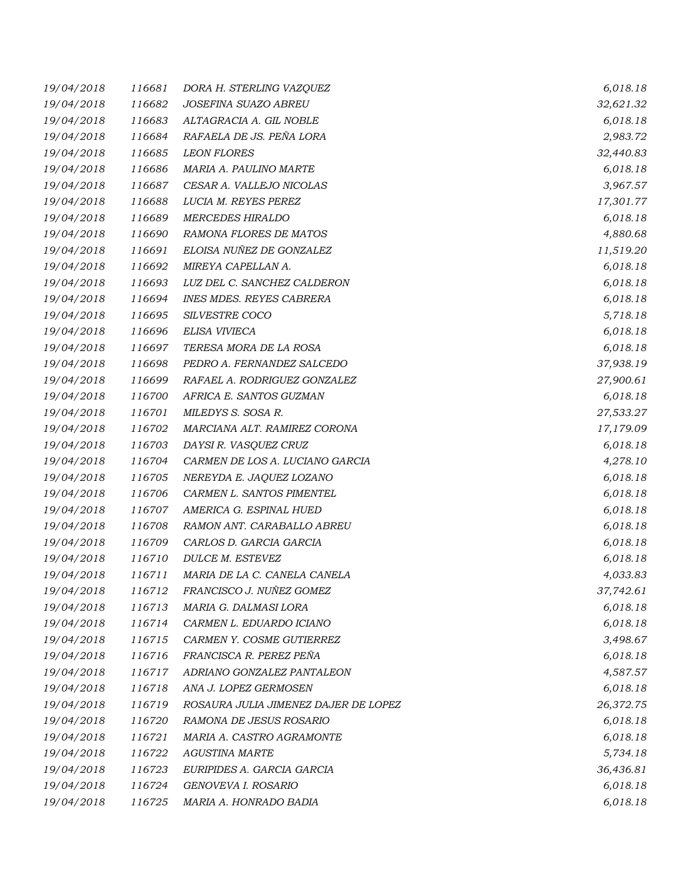| | | | |
|---|---|---|---|
| *19/04/2018* | *116681* | *DORA H. STERLING VAZQUEZ* | *6,018.18* |
| *19/04/2018* | *116682* | *JOSEFINA SUAZO ABREU* | *32,621.32* |
| *19/04/2018* | *116683* | *ALTAGRACIA A. GIL NOBLE* | *6,018.18* |
| *19/04/2018* | *116684* | *RAFAELA DE JS. PEÑA LORA* | *2,983.72* |
| *19/04/2018* | *116685* | *LEON FLORES* | *32,440.83* |
| *19/04/2018* | *116686* | *MARIA A. PAULINO MARTE* | *6,018.18* |
| *19/04/2018* | *116687* | *CESAR A. VALLEJO NICOLAS* | *3,967.57* |
| *19/04/2018* | *116688* | *LUCIA M. REYES PEREZ* | *17,301.77* |
| *19/04/2018* | *116689* | *MERCEDES HIRALDO* | *6,018.18* |
| *19/04/2018* | *116690* | *RAMONA FLORES DE MATOS* | *4,880.68* |
| *19/04/2018* | *116691* | *ELOISA NUÑEZ DE GONZALEZ* | *11,519.20* |
| *19/04/2018* | *116692* | *MIREYA CAPELLAN A.* | *6,018.18* |
| *19/04/2018* | *116693* | *LUZ DEL C. SANCHEZ CALDERON* | *6,018.18* |
| *19/04/2018* | *116694* | *INES MDES. REYES CABRERA* | *6,018.18* |
| *19/04/2018* | *116695* | *SILVESTRE COCO* | *5,718.18* |
| *19/04/2018* | *116696* | *ELISA VIVIECA* | *6,018.18* |
| *19/04/2018* | *116697* | *TERESA MORA DE LA ROSA* | *6,018.18* |
| *19/04/2018* | *116698* | *PEDRO A. FERNANDEZ SALCEDO* | *37,938.19* |
| *19/04/2018* | *116699* | *RAFAEL A. RODRIGUEZ GONZALEZ* | *27,900.61* |
| *19/04/2018* | *116700* | *AFRICA E. SANTOS GUZMAN* | *6,018.18* |
| *19/04/2018* | *116701* | *MILEDYS S. SOSA R.* | *27,533.27* |
| *19/04/2018* | *116702* | *MARCIANA ALT. RAMIREZ CORONA* | *17,179.09* |
| *19/04/2018* | *116703* | *DAYSI R. VASQUEZ CRUZ* | *6,018.18* |
| *19/04/2018* | *116704* | *CARMEN DE LOS A. LUCIANO GARCIA* | *4,278.10* |
| *19/04/2018* | *116705* | *NEREYDA E. JAQUEZ LOZANO* | *6,018.18* |
| *19/04/2018* | *116706* | *CARMEN L. SANTOS PIMENTEL* | *6,018.18* |
| *19/04/2018* | *116707* | *AMERICA G. ESPINAL HUED* | *6,018.18* |
| *19/04/2018* | *116708* | *RAMON ANT. CARABALLO ABREU* | *6,018.18* |
| *19/04/2018* | *116709* | *CARLOS D. GARCIA GARCIA* | *6,018.18* |
| *19/04/2018* | *116710* | *DULCE M. ESTEVEZ* | *6,018.18* |
| *19/04/2018* | *116711* | *MARIA DE LA C. CANELA CANELA* | *4,033.83* |
| *19/04/2018* | *116712* | *FRANCISCO J. NUÑEZ GOMEZ* | *37,742.61* |
| *19/04/2018* | *116713* | *MARIA G. DALMASI LORA* | *6,018.18* |
| *19/04/2018* | *116714* | *CARMEN L. EDUARDO ICIANO* | *6,018.18* |
| *19/04/2018* | *116715* | *CARMEN Y. COSME GUTIERREZ* | *3,498.67* |
| *19/04/2018* | *116716* | *FRANCISCA R. PEREZ PEÑA* | *6,018.18* |
| *19/04/2018* | *116717* | *ADRIANO GONZALEZ PANTALEON* | *4,587.57* |
| *19/04/2018* | *116718* | *ANA J. LOPEZ GERMOSEN* | *6,018.18* |
| *19/04/2018* | *116719* | *ROSAURA JULIA JIMENEZ DAJER DE LOPEZ* | *26,372.75* |
| *19/04/2018* | *116720* | *RAMONA DE JESUS ROSARIO* | *6,018.18* |
| *19/04/2018* | *116721* | *MARIA A. CASTRO AGRAMONTE* | *6,018.18* |
| *19/04/2018* | *116722* | *AGUSTINA MARTE* | *5,734.18* |
| *19/04/2018* | *116723* | *EURIPIDES A. GARCIA GARCIA* | *36,436.81* |
| *19/04/2018* | *116724* | *GENOVEVA I. ROSARIO* | *6,018.18* |
| *19/04/2018* | *116725* | *MARIA A. HONRADO BADIA* | *6,018.18* |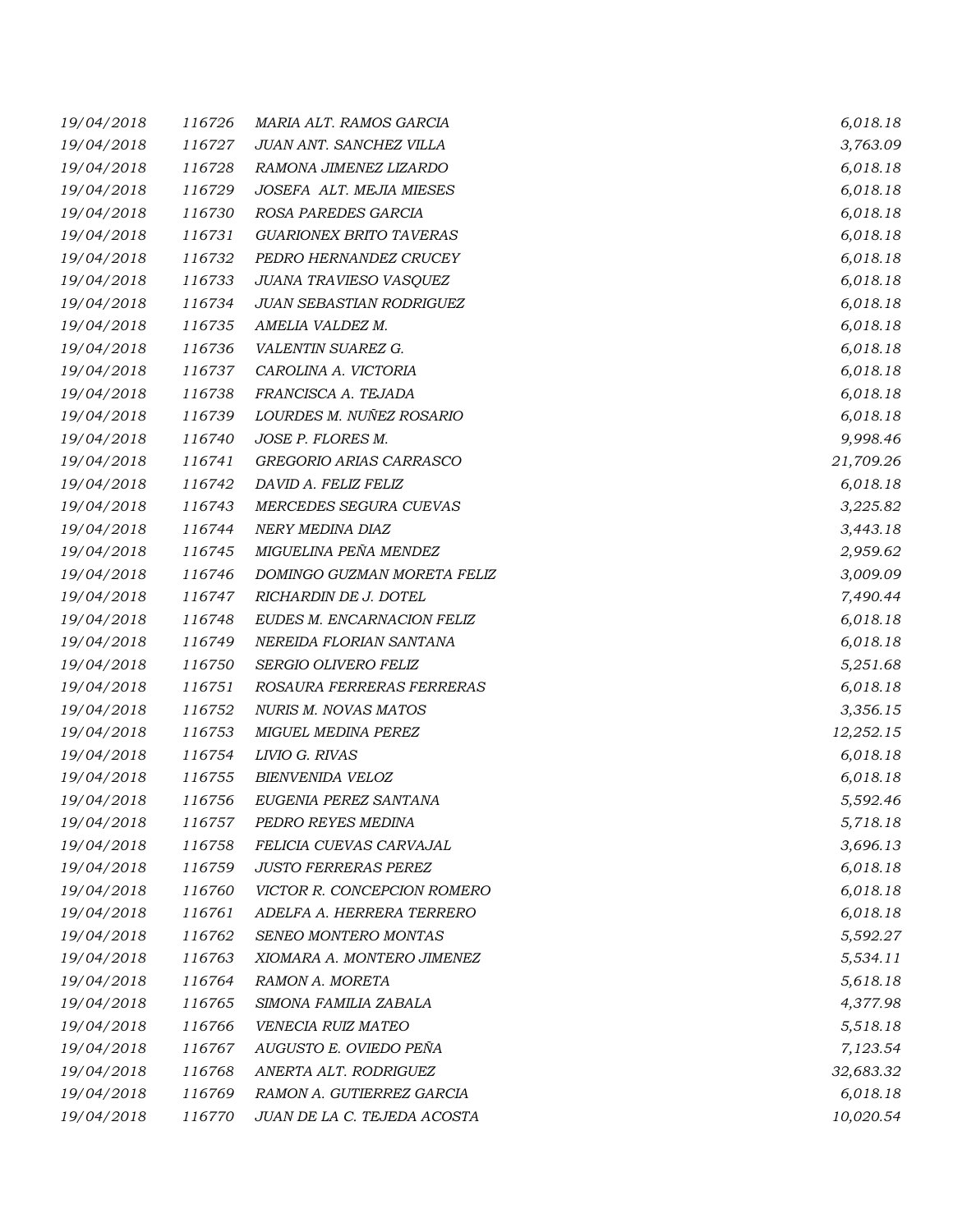| | | | |
|---|---|---|---|
| 19/04/2018 | 116726 | MARIA ALT. RAMOS GARCIA | 6,018.18 |
| 19/04/2018 | 116727 | JUAN ANT. SANCHEZ VILLA | 3,763.09 |
| 19/04/2018 | 116728 | RAMONA JIMENEZ LIZARDO | 6,018.18 |
| 19/04/2018 | 116729 | JOSEFA ALT. MEJIA MIESES | 6,018.18 |
| 19/04/2018 | 116730 | ROSA PAREDES GARCIA | 6,018.18 |
| 19/04/2018 | 116731 | GUARIONEX BRITO TAVERAS | 6,018.18 |
| 19/04/2018 | 116732 | PEDRO HERNANDEZ CRUCEY | 6,018.18 |
| 19/04/2018 | 116733 | JUANA TRAVIESO VASQUEZ | 6,018.18 |
| 19/04/2018 | 116734 | JUAN SEBASTIAN RODRIGUEZ | 6,018.18 |
| 19/04/2018 | 116735 | AMELIA VALDEZ M. | 6,018.18 |
| 19/04/2018 | 116736 | VALENTIN SUAREZ G. | 6,018.18 |
| 19/04/2018 | 116737 | CAROLINA A. VICTORIA | 6,018.18 |
| 19/04/2018 | 116738 | FRANCISCA A. TEJADA | 6,018.18 |
| 19/04/2018 | 116739 | LOURDES M. NUÑEZ ROSARIO | 6,018.18 |
| 19/04/2018 | 116740 | JOSE P. FLORES M. | 9,998.46 |
| 19/04/2018 | 116741 | GREGORIO ARIAS CARRASCO | 21,709.26 |
| 19/04/2018 | 116742 | DAVID A. FELIZ FELIZ | 6,018.18 |
| 19/04/2018 | 116743 | MERCEDES SEGURA CUEVAS | 3,225.82 |
| 19/04/2018 | 116744 | NERY MEDINA DIAZ | 3,443.18 |
| 19/04/2018 | 116745 | MIGUELINA PEÑA MENDEZ | 2,959.62 |
| 19/04/2018 | 116746 | DOMINGO GUZMAN MORETA FELIZ | 3,009.09 |
| 19/04/2018 | 116747 | RICHARDIN DE J. DOTEL | 7,490.44 |
| 19/04/2018 | 116748 | EUDES M. ENCARNACION FELIZ | 6,018.18 |
| 19/04/2018 | 116749 | NEREIDA FLORIAN SANTANA | 6,018.18 |
| 19/04/2018 | 116750 | SERGIO OLIVERO FELIZ | 5,251.68 |
| 19/04/2018 | 116751 | ROSAURA FERRERAS FERRERAS | 6,018.18 |
| 19/04/2018 | 116752 | NURIS M. NOVAS MATOS | 3,356.15 |
| 19/04/2018 | 116753 | MIGUEL MEDINA PEREZ | 12,252.15 |
| 19/04/2018 | 116754 | LIVIO G. RIVAS | 6,018.18 |
| 19/04/2018 | 116755 | BIENVENIDA VELOZ | 6,018.18 |
| 19/04/2018 | 116756 | EUGENIA PEREZ SANTANA | 5,592.46 |
| 19/04/2018 | 116757 | PEDRO REYES MEDINA | 5,718.18 |
| 19/04/2018 | 116758 | FELICIA CUEVAS CARVAJAL | 3,696.13 |
| 19/04/2018 | 116759 | JUSTO FERRERAS PEREZ | 6,018.18 |
| 19/04/2018 | 116760 | VICTOR R. CONCEPCION ROMERO | 6,018.18 |
| 19/04/2018 | 116761 | ADELFA A. HERRERA TERRERO | 6,018.18 |
| 19/04/2018 | 116762 | SENEO MONTERO MONTAS | 5,592.27 |
| 19/04/2018 | 116763 | XIOMARA A. MONTERO JIMENEZ | 5,534.11 |
| 19/04/2018 | 116764 | RAMON A. MORETA | 5,618.18 |
| 19/04/2018 | 116765 | SIMONA FAMILIA ZABALA | 4,377.98 |
| 19/04/2018 | 116766 | VENECIA RUIZ MATEO | 5,518.18 |
| 19/04/2018 | 116767 | AUGUSTO E. OVIEDO PEÑA | 7,123.54 |
| 19/04/2018 | 116768 | ANERTA ALT. RODRIGUEZ | 32,683.32 |
| 19/04/2018 | 116769 | RAMON A. GUTIERREZ GARCIA | 6,018.18 |
| 19/04/2018 | 116770 | JUAN DE LA C. TEJEDA ACOSTA | 10,020.54 |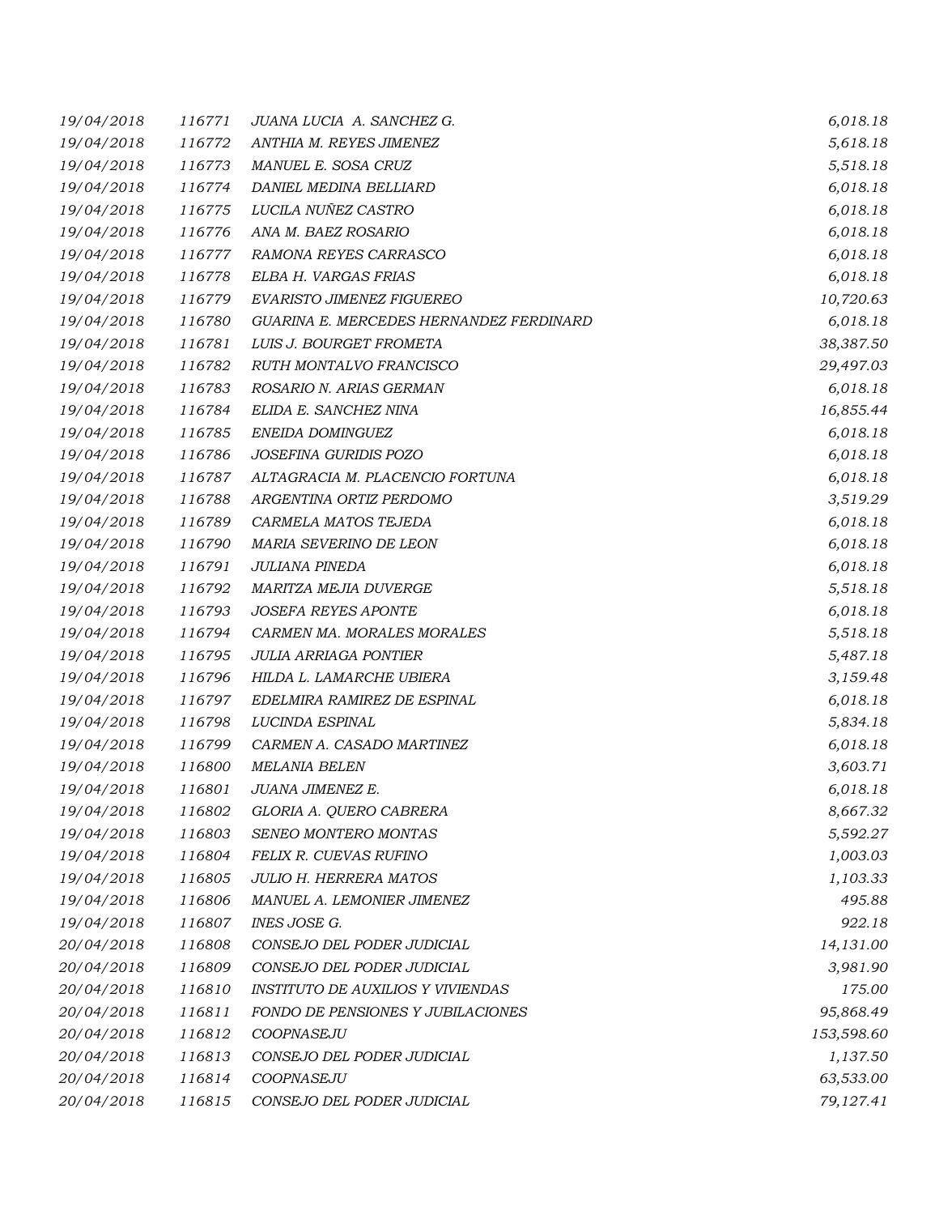| | | | |
|---|---|---|---|
| 19/04/2018 | 116771 | JUANA LUCIA A. SANCHEZ G. | 6,018.18 |
| 19/04/2018 | 116772 | ANTHIA M. REYES JIMENEZ | 5,618.18 |
| 19/04/2018 | 116773 | MANUEL E. SOSA CRUZ | 5,518.18 |
| 19/04/2018 | 116774 | DANIEL MEDINA BELLIARD | 6,018.18 |
| 19/04/2018 | 116775 | LUCILA NUÑEZ CASTRO | 6,018.18 |
| 19/04/2018 | 116776 | ANA M. BAEZ ROSARIO | 6,018.18 |
| 19/04/2018 | 116777 | RAMONA REYES CARRASCO | 6,018.18 |
| 19/04/2018 | 116778 | ELBA H. VARGAS FRIAS | 6,018.18 |
| 19/04/2018 | 116779 | EVARISTO JIMENEZ FIGUEREO | 10,720.63 |
| 19/04/2018 | 116780 | GUARINA E. MERCEDES HERNANDEZ FERDINARD | 6,018.18 |
| 19/04/2018 | 116781 | LUIS J. BOURGET FROMETA | 38,387.50 |
| 19/04/2018 | 116782 | RUTH MONTALVO FRANCISCO | 29,497.03 |
| 19/04/2018 | 116783 | ROSARIO N. ARIAS GERMAN | 6,018.18 |
| 19/04/2018 | 116784 | ELIDA E. SANCHEZ NINA | 16,855.44 |
| 19/04/2018 | 116785 | ENEIDA DOMINGUEZ | 6,018.18 |
| 19/04/2018 | 116786 | JOSEFINA GURIDIS POZO | 6,018.18 |
| 19/04/2018 | 116787 | ALTAGRACIA M. PLACENCIO FORTUNA | 6,018.18 |
| 19/04/2018 | 116788 | ARGENTINA ORTIZ PERDOMO | 3,519.29 |
| 19/04/2018 | 116789 | CARMELA MATOS TEJEDA | 6,018.18 |
| 19/04/2018 | 116790 | MARIA SEVERINO DE LEON | 6,018.18 |
| 19/04/2018 | 116791 | JULIANA PINEDA | 6,018.18 |
| 19/04/2018 | 116792 | MARITZA MEJIA DUVERGE | 5,518.18 |
| 19/04/2018 | 116793 | JOSEFA REYES APONTE | 6,018.18 |
| 19/04/2018 | 116794 | CARMEN MA. MORALES MORALES | 5,518.18 |
| 19/04/2018 | 116795 | JULIA ARRIAGA PONTIER | 5,487.18 |
| 19/04/2018 | 116796 | HILDA L. LAMARCHE UBIERA | 3,159.48 |
| 19/04/2018 | 116797 | EDELMIRA RAMIREZ DE ESPINAL | 6,018.18 |
| 19/04/2018 | 116798 | LUCINDA ESPINAL | 5,834.18 |
| 19/04/2018 | 116799 | CARMEN A. CASADO MARTINEZ | 6,018.18 |
| 19/04/2018 | 116800 | MELANIA BELEN | 3,603.71 |
| 19/04/2018 | 116801 | JUANA JIMENEZ E. | 6,018.18 |
| 19/04/2018 | 116802 | GLORIA A. QUERO CABRERA | 8,667.32 |
| 19/04/2018 | 116803 | SENEO MONTERO MONTAS | 5,592.27 |
| 19/04/2018 | 116804 | FELIX R. CUEVAS RUFINO | 1,003.03 |
| 19/04/2018 | 116805 | JULIO H. HERRERA MATOS | 1,103.33 |
| 19/04/2018 | 116806 | MANUEL A. LEMONIER JIMENEZ | 495.88 |
| 19/04/2018 | 116807 | INES JOSE G. | 922.18 |
| 20/04/2018 | 116808 | CONSEJO DEL PODER JUDICIAL | 14,131.00 |
| 20/04/2018 | 116809 | CONSEJO DEL PODER JUDICIAL | 3,981.90 |
| 20/04/2018 | 116810 | INSTITUTO DE AUXILIOS Y VIVIENDAS | 175.00 |
| 20/04/2018 | 116811 | FONDO DE PENSIONES Y JUBILACIONES | 95,868.49 |
| 20/04/2018 | 116812 | COOPNASEJU | 153,598.60 |
| 20/04/2018 | 116813 | CONSEJO DEL PODER JUDICIAL | 1,137.50 |
| 20/04/2018 | 116814 | COOPNASEJU | 63,533.00 |
| 20/04/2018 | 116815 | CONSEJO DEL PODER JUDICIAL | 79,127.41 |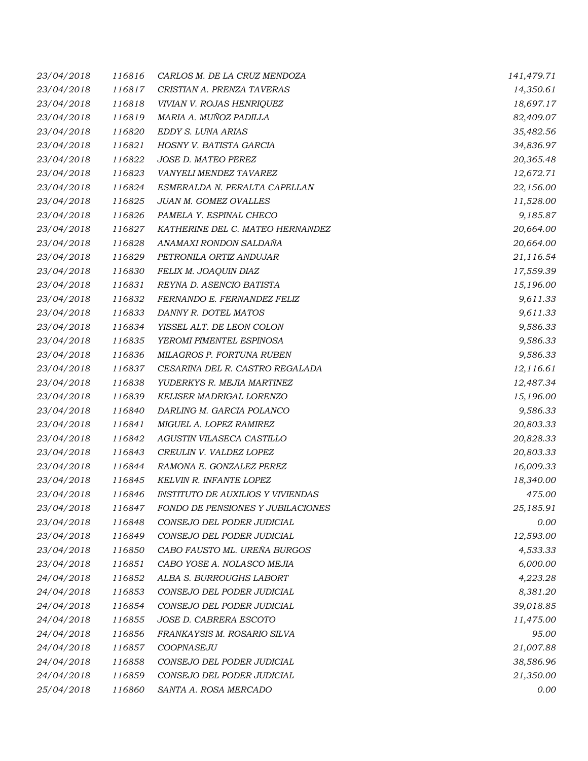| | | | |
|---|---|---|---|
| 23/04/2018 | 116816 | CARLOS M. DE LA CRUZ MENDOZA | 141,479.71 |
| 23/04/2018 | 116817 | CRISTIAN A. PRENZA TAVERAS | 14,350.61 |
| 23/04/2018 | 116818 | VIVIAN V. ROJAS HENRIQUEZ | 18,697.17 |
| 23/04/2018 | 116819 | MARIA A. MUÑOZ PADILLA | 82,409.07 |
| 23/04/2018 | 116820 | EDDY S. LUNA ARIAS | 35,482.56 |
| 23/04/2018 | 116821 | HOSNY V. BATISTA GARCIA | 34,836.97 |
| 23/04/2018 | 116822 | JOSE D. MATEO PEREZ | 20,365.48 |
| 23/04/2018 | 116823 | VANYELI MENDEZ TAVAREZ | 12,672.71 |
| 23/04/2018 | 116824 | ESMERALDA N. PERALTA CAPELLAN | 22,156.00 |
| 23/04/2018 | 116825 | JUAN M. GOMEZ OVALLES | 11,528.00 |
| 23/04/2018 | 116826 | PAMELA Y. ESPINAL CHECO | 9,185.87 |
| 23/04/2018 | 116827 | KATHERINE DEL C. MATEO HERNANDEZ | 20,664.00 |
| 23/04/2018 | 116828 | ANAMAXI RONDON SALDAÑA | 20,664.00 |
| 23/04/2018 | 116829 | PETRONILA ORTIZ ANDUJAR | 21,116.54 |
| 23/04/2018 | 116830 | FELIX M. JOAQUIN DIAZ | 17,559.39 |
| 23/04/2018 | 116831 | REYNA D. ASENCIO BATISTA | 15,196.00 |
| 23/04/2018 | 116832 | FERNANDO E. FERNANDEZ FELIZ | 9,611.33 |
| 23/04/2018 | 116833 | DANNY R. DOTEL MATOS | 9,611.33 |
| 23/04/2018 | 116834 | YISSEL ALT. DE LEON COLON | 9,586.33 |
| 23/04/2018 | 116835 | YEROMI PIMENTEL ESPINOSA | 9,586.33 |
| 23/04/2018 | 116836 | MILAGROS P. FORTUNA RUBEN | 9,586.33 |
| 23/04/2018 | 116837 | CESARINA DEL R. CASTRO REGALADA | 12,116.61 |
| 23/04/2018 | 116838 | YUDERKYS R. MEJIA MARTINEZ | 12,487.34 |
| 23/04/2018 | 116839 | KELISER MADRIGAL LORENZO | 15,196.00 |
| 23/04/2018 | 116840 | DARLING M. GARCIA POLANCO | 9,586.33 |
| 23/04/2018 | 116841 | MIGUEL A. LOPEZ RAMIREZ | 20,803.33 |
| 23/04/2018 | 116842 | AGUSTIN VILASECA CASTILLO | 20,828.33 |
| 23/04/2018 | 116843 | CREULIN V. VALDEZ LOPEZ | 20,803.33 |
| 23/04/2018 | 116844 | RAMONA E. GONZALEZ PEREZ | 16,009.33 |
| 23/04/2018 | 116845 | KELVIN R. INFANTE LOPEZ | 18,340.00 |
| 23/04/2018 | 116846 | INSTITUTO DE AUXILIOS Y VIVIENDAS | 475.00 |
| 23/04/2018 | 116847 | FONDO DE PENSIONES Y JUBILACIONES | 25,185.91 |
| 23/04/2018 | 116848 | CONSEJO DEL PODER JUDICIAL | 0.00 |
| 23/04/2018 | 116849 | CONSEJO DEL PODER JUDICIAL | 12,593.00 |
| 23/04/2018 | 116850 | CABO FAUSTO ML. UREÑA BURGOS | 4,533.33 |
| 23/04/2018 | 116851 | CABO YOSE A. NOLASCO MEJIA | 6,000.00 |
| 24/04/2018 | 116852 | ALBA S. BURROUGHS LABORT | 4,223.28 |
| 24/04/2018 | 116853 | CONSEJO DEL PODER JUDICIAL | 8,381.20 |
| 24/04/2018 | 116854 | CONSEJO DEL PODER JUDICIAL | 39,018.85 |
| 24/04/2018 | 116855 | JOSE D. CABRERA ESCOTO | 11,475.00 |
| 24/04/2018 | 116856 | FRANKAYSIS M. ROSARIO SILVA | 95.00 |
| 24/04/2018 | 116857 | COOPNASEJU | 21,007.88 |
| 24/04/2018 | 116858 | CONSEJO DEL PODER JUDICIAL | 38,586.96 |
| 24/04/2018 | 116859 | CONSEJO DEL PODER JUDICIAL | 21,350.00 |
| 25/04/2018 | 116860 | SANTA A. ROSA MERCADO | 0.00 |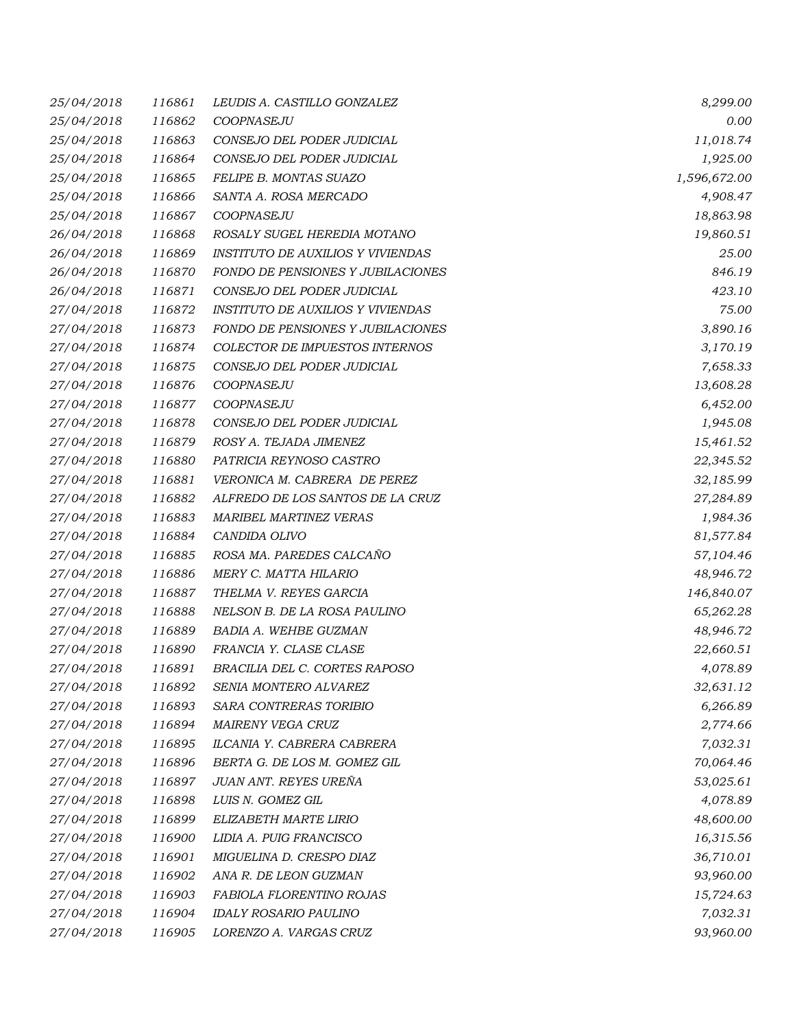| | | | |
|---|---|---|---|
| 25/04/2018 | 116861 | LEUDIS A. CASTILLO GONZALEZ | 8,299.00 |
| 25/04/2018 | 116862 | COOPNASEJU | 0.00 |
| 25/04/2018 | 116863 | CONSEJO DEL PODER JUDICIAL | 11,018.74 |
| 25/04/2018 | 116864 | CONSEJO DEL PODER JUDICIAL | 1,925.00 |
| 25/04/2018 | 116865 | FELIPE B. MONTAS SUAZO | 1,596,672.00 |
| 25/04/2018 | 116866 | SANTA A. ROSA MERCADO | 4,908.47 |
| 25/04/2018 | 116867 | COOPNASEJU | 18,863.98 |
| 26/04/2018 | 116868 | ROSALY SUGEL HEREDIA MOTANO | 19,860.51 |
| 26/04/2018 | 116869 | INSTITUTO DE AUXILIOS Y VIVIENDAS | 25.00 |
| 26/04/2018 | 116870 | FONDO DE PENSIONES Y JUBILACIONES | 846.19 |
| 26/04/2018 | 116871 | CONSEJO DEL PODER JUDICIAL | 423.10 |
| 27/04/2018 | 116872 | INSTITUTO DE AUXILIOS Y VIVIENDAS | 75.00 |
| 27/04/2018 | 116873 | FONDO DE PENSIONES Y JUBILACIONES | 3,890.16 |
| 27/04/2018 | 116874 | COLECTOR DE IMPUESTOS INTERNOS | 3,170.19 |
| 27/04/2018 | 116875 | CONSEJO DEL PODER JUDICIAL | 7,658.33 |
| 27/04/2018 | 116876 | COOPNASEJU | 13,608.28 |
| 27/04/2018 | 116877 | COOPNASEJU | 6,452.00 |
| 27/04/2018 | 116878 | CONSEJO DEL PODER JUDICIAL | 1,945.08 |
| 27/04/2018 | 116879 | ROSY A. TEJADA JIMENEZ | 15,461.52 |
| 27/04/2018 | 116880 | PATRICIA REYNOSO CASTRO | 22,345.52 |
| 27/04/2018 | 116881 | VERONICA M. CABRERA DE PEREZ | 32,185.99 |
| 27/04/2018 | 116882 | ALFREDO DE LOS SANTOS DE LA CRUZ | 27,284.89 |
| 27/04/2018 | 116883 | MARIBEL MARTINEZ VERAS | 1,984.36 |
| 27/04/2018 | 116884 | CANDIDA OLIVO | 81,577.84 |
| 27/04/2018 | 116885 | ROSA MA. PAREDES CALCAÑO | 57,104.46 |
| 27/04/2018 | 116886 | MERY C. MATTA HILARIO | 48,946.72 |
| 27/04/2018 | 116887 | THELMA V. REYES GARCIA | 146,840.07 |
| 27/04/2018 | 116888 | NELSON B. DE LA ROSA PAULINO | 65,262.28 |
| 27/04/2018 | 116889 | BADIA A. WEHBE GUZMAN | 48,946.72 |
| 27/04/2018 | 116890 | FRANCIA Y. CLASE CLASE | 22,660.51 |
| 27/04/2018 | 116891 | BRACILIA DEL C. CORTES RAPOSO | 4,078.89 |
| 27/04/2018 | 116892 | SENIA MONTERO ALVAREZ | 32,631.12 |
| 27/04/2018 | 116893 | SARA CONTRERAS TORIBIO | 6,266.89 |
| 27/04/2018 | 116894 | MAIRENY VEGA CRUZ | 2,774.66 |
| 27/04/2018 | 116895 | ILCANIA Y. CABRERA CABRERA | 7,032.31 |
| 27/04/2018 | 116896 | BERTA G. DE LOS M. GOMEZ GIL | 70,064.46 |
| 27/04/2018 | 116897 | JUAN ANT. REYES UREÑA | 53,025.61 |
| 27/04/2018 | 116898 | LUIS N. GOMEZ GIL | 4,078.89 |
| 27/04/2018 | 116899 | ELIZABETH MARTE LIRIO | 48,600.00 |
| 27/04/2018 | 116900 | LIDIA A. PUIG FRANCISCO | 16,315.56 |
| 27/04/2018 | 116901 | MIGUELINA D. CRESPO DIAZ | 36,710.01 |
| 27/04/2018 | 116902 | ANA R. DE LEON GUZMAN | 93,960.00 |
| 27/04/2018 | 116903 | FABIOLA FLORENTINO ROJAS | 15,724.63 |
| 27/04/2018 | 116904 | IDALY ROSARIO PAULINO | 7,032.31 |
| 27/04/2018 | 116905 | LORENZO A. VARGAS CRUZ | 93,960.00 |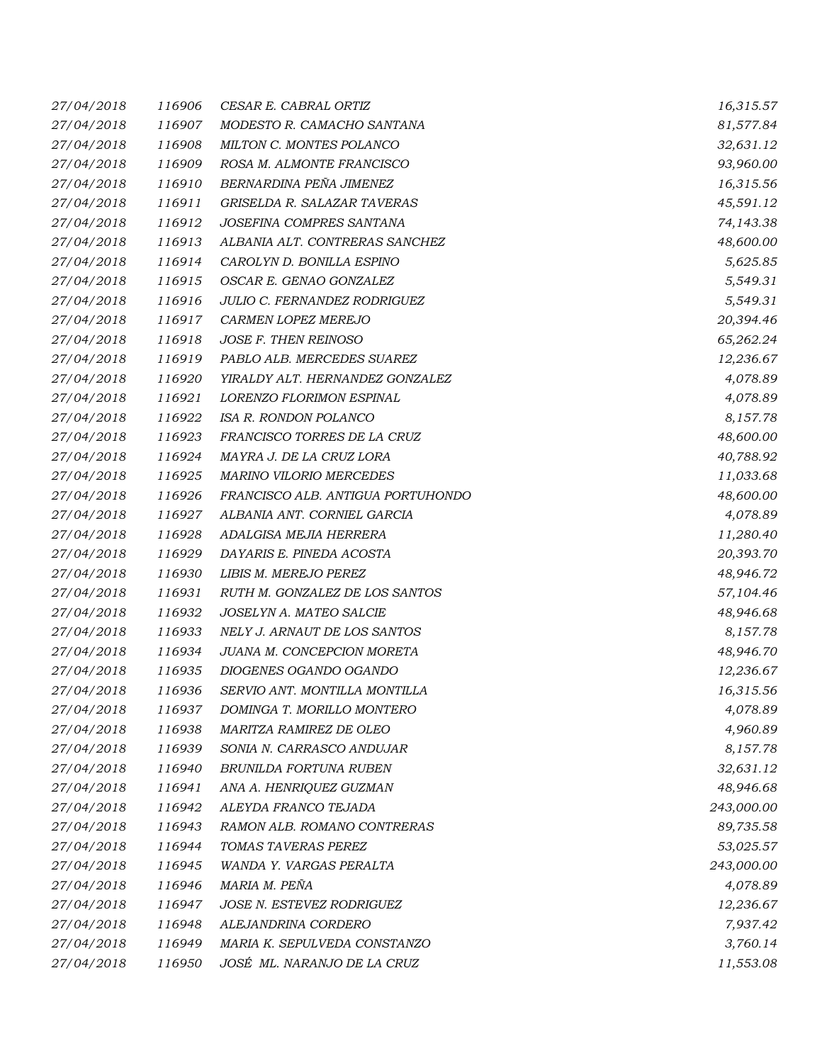| | | | |
|---|---|---|---|
| 27/04/2018 | 116906 | CESAR E. CABRAL ORTIZ | 16,315.57 |
| 27/04/2018 | 116907 | MODESTO R. CAMACHO SANTANA | 81,577.84 |
| 27/04/2018 | 116908 | MILTON C. MONTES POLANCO | 32,631.12 |
| 27/04/2018 | 116909 | ROSA M. ALMONTE FRANCISCO | 93,960.00 |
| 27/04/2018 | 116910 | BERNARDINA PEÑA JIMENEZ | 16,315.56 |
| 27/04/2018 | 116911 | GRISELDA R. SALAZAR TAVERAS | 45,591.12 |
| 27/04/2018 | 116912 | JOSEFINA COMPRES SANTANA | 74,143.38 |
| 27/04/2018 | 116913 | ALBANIA ALT. CONTRERAS SANCHEZ | 48,600.00 |
| 27/04/2018 | 116914 | CAROLYN D. BONILLA ESPINO | 5,625.85 |
| 27/04/2018 | 116915 | OSCAR E. GENAO GONZALEZ | 5,549.31 |
| 27/04/2018 | 116916 | JULIO C. FERNANDEZ RODRIGUEZ | 5,549.31 |
| 27/04/2018 | 116917 | CARMEN LOPEZ MEREJO | 20,394.46 |
| 27/04/2018 | 116918 | JOSE F. THEN REINOSO | 65,262.24 |
| 27/04/2018 | 116919 | PABLO ALB. MERCEDES SUAREZ | 12,236.67 |
| 27/04/2018 | 116920 | YIRALDY ALT. HERNANDEZ GONZALEZ | 4,078.89 |
| 27/04/2018 | 116921 | LORENZO FLORIMON ESPINAL | 4,078.89 |
| 27/04/2018 | 116922 | ISA R. RONDON POLANCO | 8,157.78 |
| 27/04/2018 | 116923 | FRANCISCO TORRES DE LA CRUZ | 48,600.00 |
| 27/04/2018 | 116924 | MAYRA J. DE LA CRUZ LORA | 40,788.92 |
| 27/04/2018 | 116925 | MARINO VILORIO MERCEDES | 11,033.68 |
| 27/04/2018 | 116926 | FRANCISCO ALB. ANTIGUA PORTUHONDO | 48,600.00 |
| 27/04/2018 | 116927 | ALBANIA ANT. CORNIEL GARCIA | 4,078.89 |
| 27/04/2018 | 116928 | ADALGISA MEJIA HERRERA | 11,280.40 |
| 27/04/2018 | 116929 | DAYARIS E. PINEDA ACOSTA | 20,393.70 |
| 27/04/2018 | 116930 | LIBIS M. MEREJO PEREZ | 48,946.72 |
| 27/04/2018 | 116931 | RUTH M. GONZALEZ DE LOS SANTOS | 57,104.46 |
| 27/04/2018 | 116932 | JOSELYN A. MATEO SALCIE | 48,946.68 |
| 27/04/2018 | 116933 | NELY J. ARNAUT DE LOS SANTOS | 8,157.78 |
| 27/04/2018 | 116934 | JUANA M. CONCEPCION MORETA | 48,946.70 |
| 27/04/2018 | 116935 | DIOGENES OGANDO OGANDO | 12,236.67 |
| 27/04/2018 | 116936 | SERVIO ANT. MONTILLA MONTILLA | 16,315.56 |
| 27/04/2018 | 116937 | DOMINGA T. MORILLO MONTERO | 4,078.89 |
| 27/04/2018 | 116938 | MARITZA RAMIREZ DE OLEO | 4,960.89 |
| 27/04/2018 | 116939 | SONIA N. CARRASCO ANDUJAR | 8,157.78 |
| 27/04/2018 | 116940 | BRUNILDA FORTUNA RUBEN | 32,631.12 |
| 27/04/2018 | 116941 | ANA A. HENRIQUEZ GUZMAN | 48,946.68 |
| 27/04/2018 | 116942 | ALEYDA FRANCO TEJADA | 243,000.00 |
| 27/04/2018 | 116943 | RAMON ALB. ROMANO CONTRERAS | 89,735.58 |
| 27/04/2018 | 116944 | TOMAS TAVERAS PEREZ | 53,025.57 |
| 27/04/2018 | 116945 | WANDA Y. VARGAS PERALTA | 243,000.00 |
| 27/04/2018 | 116946 | MARIA M. PEÑA | 4,078.89 |
| 27/04/2018 | 116947 | JOSE N. ESTEVEZ RODRIGUEZ | 12,236.67 |
| 27/04/2018 | 116948 | ALEJANDRINA CORDERO | 7,937.42 |
| 27/04/2018 | 116949 | MARIA K. SEPULVEDA CONSTANZO | 3,760.14 |
| 27/04/2018 | 116950 | JOSÉ ML. NARANJO DE LA CRUZ | 11,553.08 |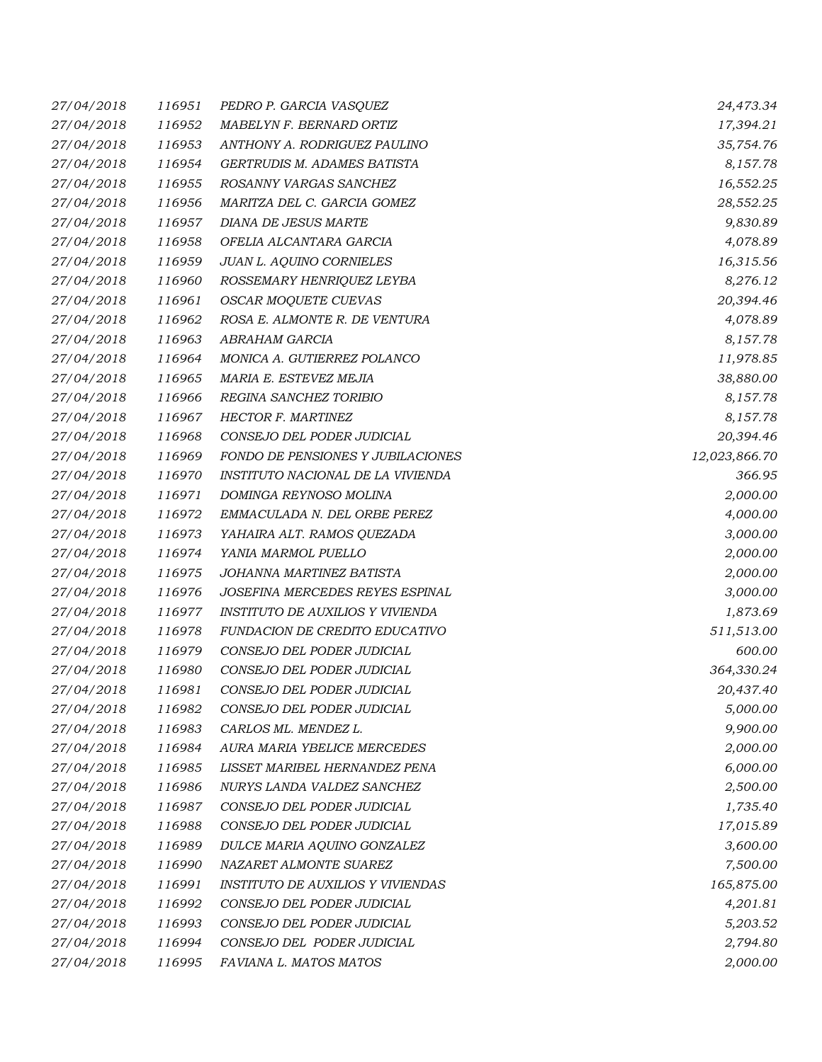| | | | |
|---|---|---|---|
| 27/04/2018 | 116951 | PEDRO P. GARCIA VASQUEZ | 24,473.34 |
| 27/04/2018 | 116952 | MABELYN F. BERNARD ORTIZ | 17,394.21 |
| 27/04/2018 | 116953 | ANTHONY A. RODRIGUEZ PAULINO | 35,754.76 |
| 27/04/2018 | 116954 | GERTRUDIS M. ADAMES BATISTA | 8,157.78 |
| 27/04/2018 | 116955 | ROSANNY VARGAS SANCHEZ | 16,552.25 |
| 27/04/2018 | 116956 | MARITZA DEL C. GARCIA GOMEZ | 28,552.25 |
| 27/04/2018 | 116957 | DIANA DE JESUS MARTE | 9,830.89 |
| 27/04/2018 | 116958 | OFELIA ALCANTARA GARCIA | 4,078.89 |
| 27/04/2018 | 116959 | JUAN L. AQUINO CORNIELES | 16,315.56 |
| 27/04/2018 | 116960 | ROSSEMARY HENRIQUEZ LEYBA | 8,276.12 |
| 27/04/2018 | 116961 | OSCAR MOQUETE CUEVAS | 20,394.46 |
| 27/04/2018 | 116962 | ROSA E. ALMONTE R. DE VENTURA | 4,078.89 |
| 27/04/2018 | 116963 | ABRAHAM GARCIA | 8,157.78 |
| 27/04/2018 | 116964 | MONICA A. GUTIERREZ POLANCO | 11,978.85 |
| 27/04/2018 | 116965 | MARIA E. ESTEVEZ MEJIA | 38,880.00 |
| 27/04/2018 | 116966 | REGINA SANCHEZ TORIBIO | 8,157.78 |
| 27/04/2018 | 116967 | HECTOR F. MARTINEZ | 8,157.78 |
| 27/04/2018 | 116968 | CONSEJO DEL PODER JUDICIAL | 20,394.46 |
| 27/04/2018 | 116969 | FONDO DE PENSIONES Y JUBILACIONES | 12,023,866.70 |
| 27/04/2018 | 116970 | INSTITUTO NACIONAL DE LA VIVIENDA | 366.95 |
| 27/04/2018 | 116971 | DOMINGA REYNOSO MOLINA | 2,000.00 |
| 27/04/2018 | 116972 | EMMACULADA N. DEL ORBE PEREZ | 4,000.00 |
| 27/04/2018 | 116973 | YAHAIRA ALT. RAMOS QUEZADA | 3,000.00 |
| 27/04/2018 | 116974 | YANIA MARMOL PUELLO | 2,000.00 |
| 27/04/2018 | 116975 | JOHANNA MARTINEZ BATISTA | 2,000.00 |
| 27/04/2018 | 116976 | JOSEFINA MERCEDES REYES ESPINAL | 3,000.00 |
| 27/04/2018 | 116977 | INSTITUTO DE AUXILIOS Y VIVIENDA | 1,873.69 |
| 27/04/2018 | 116978 | FUNDACION DE CREDITO EDUCATIVO | 511,513.00 |
| 27/04/2018 | 116979 | CONSEJO DEL PODER JUDICIAL | 600.00 |
| 27/04/2018 | 116980 | CONSEJO DEL PODER JUDICIAL | 364,330.24 |
| 27/04/2018 | 116981 | CONSEJO DEL PODER JUDICIAL | 20,437.40 |
| 27/04/2018 | 116982 | CONSEJO DEL PODER JUDICIAL | 5,000.00 |
| 27/04/2018 | 116983 | CARLOS ML. MENDEZ L. | 9,900.00 |
| 27/04/2018 | 116984 | AURA MARIA YBELICE MERCEDES | 2,000.00 |
| 27/04/2018 | 116985 | LISSET MARIBEL HERNANDEZ PENA | 6,000.00 |
| 27/04/2018 | 116986 | NURYS LANDA VALDEZ SANCHEZ | 2,500.00 |
| 27/04/2018 | 116987 | CONSEJO DEL PODER JUDICIAL | 1,735.40 |
| 27/04/2018 | 116988 | CONSEJO DEL PODER JUDICIAL | 17,015.89 |
| 27/04/2018 | 116989 | DULCE MARIA AQUINO GONZALEZ | 3,600.00 |
| 27/04/2018 | 116990 | NAZARET ALMONTE SUAREZ | 7,500.00 |
| 27/04/2018 | 116991 | INSTITUTO DE AUXILIOS Y VIVIENDAS | 165,875.00 |
| 27/04/2018 | 116992 | CONSEJO DEL PODER JUDICIAL | 4,201.81 |
| 27/04/2018 | 116993 | CONSEJO DEL PODER JUDICIAL | 5,203.52 |
| 27/04/2018 | 116994 | CONSEJO DEL PODER JUDICIAL | 2,794.80 |
| 27/04/2018 | 116995 | FAVIANA L. MATOS MATOS | 2,000.00 |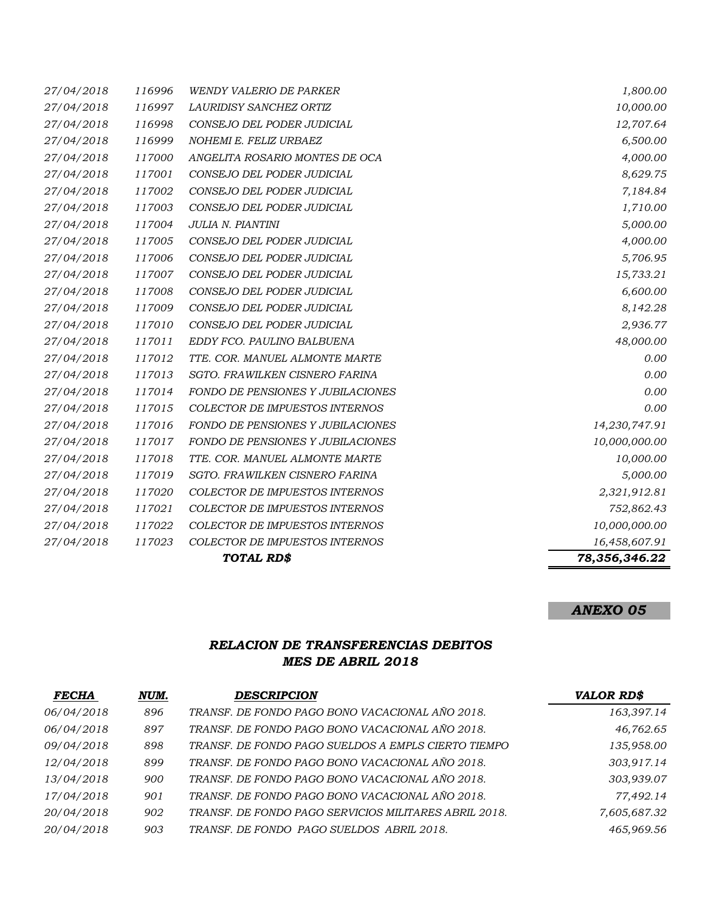| | | | |
|---|---|---|---|
| *27/04/2018* | *116996* | *WENDY VALERIO DE PARKER* | *1,800.00* |
| *27/04/2018* | *116997* | *LAURIDISY SANCHEZ ORTIZ* | *10,000.00* |
| *27/04/2018* | *116998* | *CONSEJO DEL PODER JUDICIAL* | *12,707.64* |
| *27/04/2018* | *116999* | *NOHEMI E. FELIZ URBAEZ* | *6,500.00* |
| *27/04/2018* | *117000* | *ANGELITA ROSARIO MONTES DE OCA* | *4,000.00* |
| *27/04/2018* | *117001* | *CONSEJO DEL PODER JUDICIAL* | *8,629.75* |
| *27/04/2018* | *117002* | *CONSEJO DEL PODER JUDICIAL* | *7,184.84* |
| *27/04/2018* | *117003* | *CONSEJO DEL PODER JUDICIAL* | *1,710.00* |
| *27/04/2018* | *117004* | *JULIA N. PIANTINI* | *5,000.00* |
| *27/04/2018* | *117005* | *CONSEJO DEL PODER JUDICIAL* | *4,000.00* |
| *27/04/2018* | *117006* | *CONSEJO DEL PODER JUDICIAL* | *5,706.95* |
| *27/04/2018* | *117007* | *CONSEJO DEL PODER JUDICIAL* | *15,733.21* |
| *27/04/2018* | *117008* | *CONSEJO DEL PODER JUDICIAL* | *6,600.00* |
| *27/04/2018* | *117009* | *CONSEJO DEL PODER JUDICIAL* | *8,142.28* |
| *27/04/2018* | *117010* | *CONSEJO DEL PODER JUDICIAL* | *2,936.77* |
| *27/04/2018* | *117011* | *EDDY FCO. PAULINO BALBUENA* | *48,000.00* |
| *27/04/2018* | *117012* | *TTE. COR. MANUEL ALMONTE MARTE* | *0.00* |
| *27/04/2018* | *117013* | *SGTO. FRAWILKEN CISNERO FARINA* | *0.00* |
| *27/04/2018* | *117014* | *FONDO DE PENSIONES Y JUBILACIONES* | *0.00* |
| *27/04/2018* | *117015* | *COLECTOR DE IMPUESTOS INTERNOS* | *0.00* |
| *27/04/2018* | *117016* | *FONDO DE PENSIONES Y JUBILACIONES* | *14,230,747.91* |
| *27/04/2018* | *117017* | *FONDO DE PENSIONES Y JUBILACIONES* | *10,000,000.00* |
| *27/04/2018* | *117018* | *TTE. COR. MANUEL ALMONTE MARTE* | *10,000.00* |
| *27/04/2018* | *117019* | *SGTO. FRAWILKEN CISNERO FARINA* | *5,000.00* |
| *27/04/2018* | *117020* | *COLECTOR DE IMPUESTOS INTERNOS* | *2,321,912.81* |
| *27/04/2018* | *117021* | *COLECTOR DE IMPUESTOS INTERNOS* | *752,862.43* |
| *27/04/2018* | *117022* | *COLECTOR DE IMPUESTOS INTERNOS* | *10,000,000.00* |
| *27/04/2018* | *117023* | *COLECTOR DE IMPUESTOS INTERNOS* | *16,458,607.91* |
| | | ***TOTAL RD$*** | ***78,356,346.22*** |

***ANEXO 05***

## *RELACION DE TRANSFERENCIAS DEBITOS*
## *MES DE ABRIL 2018*

| *FECHA* | *NUM.* | *DESCRIPCION* | *VALOR RD$* |
|---|---|---|---|
| *06/04/2018* | *896* | *TRANSF. DE FONDO PAGO BONO VACACIONAL AÑO 2018.* | *163,397.14* |
| *06/04/2018* | *897* | *TRANSF. DE FONDO PAGO BONO VACACIONAL AÑO 2018.* | *46,762.65* |
| *09/04/2018* | *898* | *TRANSF. DE FONDO PAGO SUELDOS A EMPLS CIERTO TIEMPO* | *135,958.00* |
| *12/04/2018* | *899* | *TRANSF. DE FONDO PAGO BONO VACACIONAL AÑO 2018.* | *303,917.14* |
| *13/04/2018* | *900* | *TRANSF. DE FONDO PAGO BONO VACACIONAL AÑO 2018.* | *303,939.07* |
| *17/04/2018* | *901* | *TRANSF. DE FONDO PAGO BONO VACACIONAL AÑO 2018.* | *77,492.14* |
| *20/04/2018* | *902* | *TRANSF. DE FONDO PAGO SERVICIOS MILITARES ABRIL 2018.* | *7,605,687.32* |
| *20/04/2018* | *903* | *TRANSF. DE FONDO PAGO SUELDOS ABRIL 2018.* | *465,969.56* |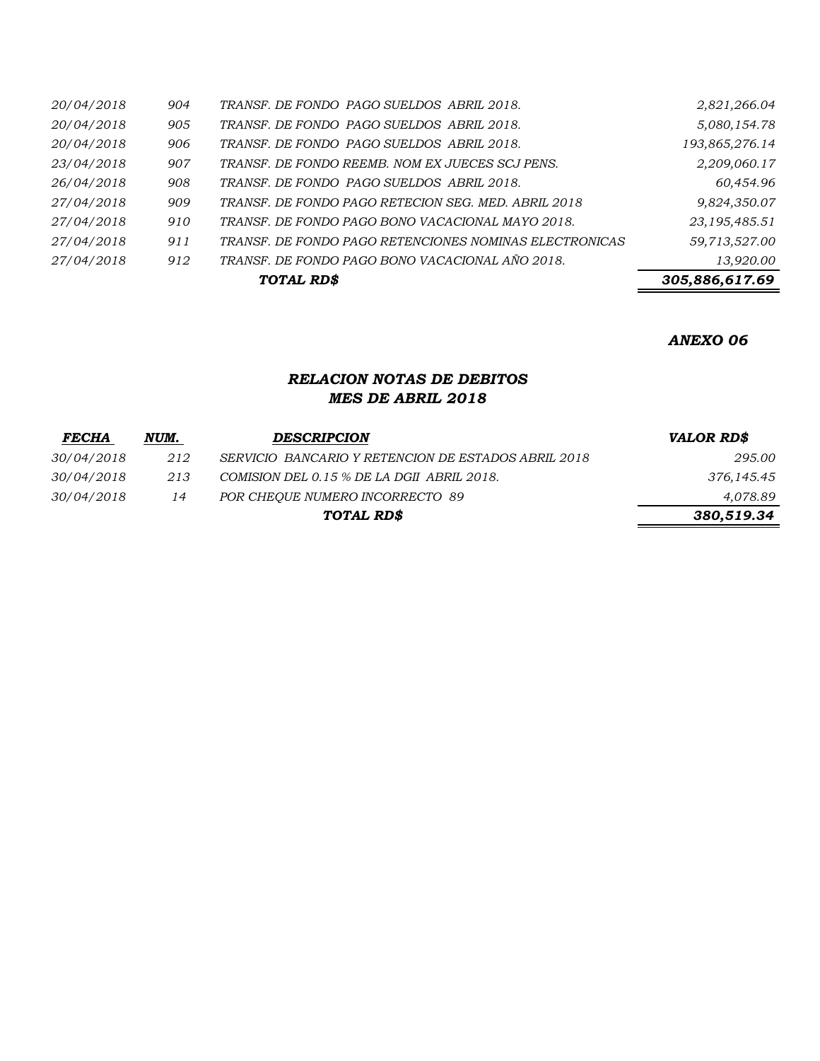| | | | |
|---|---|---|---|
| 20/04/2018 | 904 | TRANSF. DE FONDO PAGO SUELDOS ABRIL 2018. | 2,821,266.04 |
| 20/04/2018 | 905 | TRANSF. DE FONDO PAGO SUELDOS ABRIL 2018. | 5,080,154.78 |
| 20/04/2018 | 906 | TRANSF. DE FONDO PAGO SUELDOS ABRIL 2018. | 193,865,276.14 |
| 23/04/2018 | 907 | TRANSF. DE FONDO REEMB. NOM EX JUECES SCJ PENS. | 2,209,060.17 |
| 26/04/2018 | 908 | TRANSF. DE FONDO PAGO SUELDOS ABRIL 2018. | 60,454.96 |
| 27/04/2018 | 909 | TRANSF. DE FONDO PAGO RETECION SEG. MED. ABRIL 2018 | 9,824,350.07 |
| 27/04/2018 | 910 | TRANSF. DE FONDO PAGO BONO VACACIONAL MAYO 2018. | 23,195,485.51 |
| 27/04/2018 | 911 | TRANSF. DE FONDO PAGO RETENCIONES NOMINAS ELECTRONICAS | 59,713,527.00 |
| 27/04/2018 | 912 | TRANSF. DE FONDO PAGO BONO VACACIONAL AÑO 2018. | 13,920.00 |
| | | **TOTAL RD$** | **305,886,617.69** |

***ANEXO 06***

## *RELACION NOTAS DE DEBITOS*
## *MES DE ABRIL 2018*

| FECHA | NUM. | DESCRIPCION | VALOR RD$ |
|---|---|---|---|
| 30/04/2018 | 212 | SERVICIO BANCARIO Y RETENCION DE ESTADOS ABRIL 2018 | 295.00 |
| 30/04/2018 | 213 | COMISION DEL 0.15 % DE LA DGII ABRIL 2018. | 376,145.45 |
| 30/04/2018 | 14 | POR CHEQUE NUMERO INCORRECTO 89 | 4,078.89 |
| | | **TOTAL RD$** | **380,519.34** |